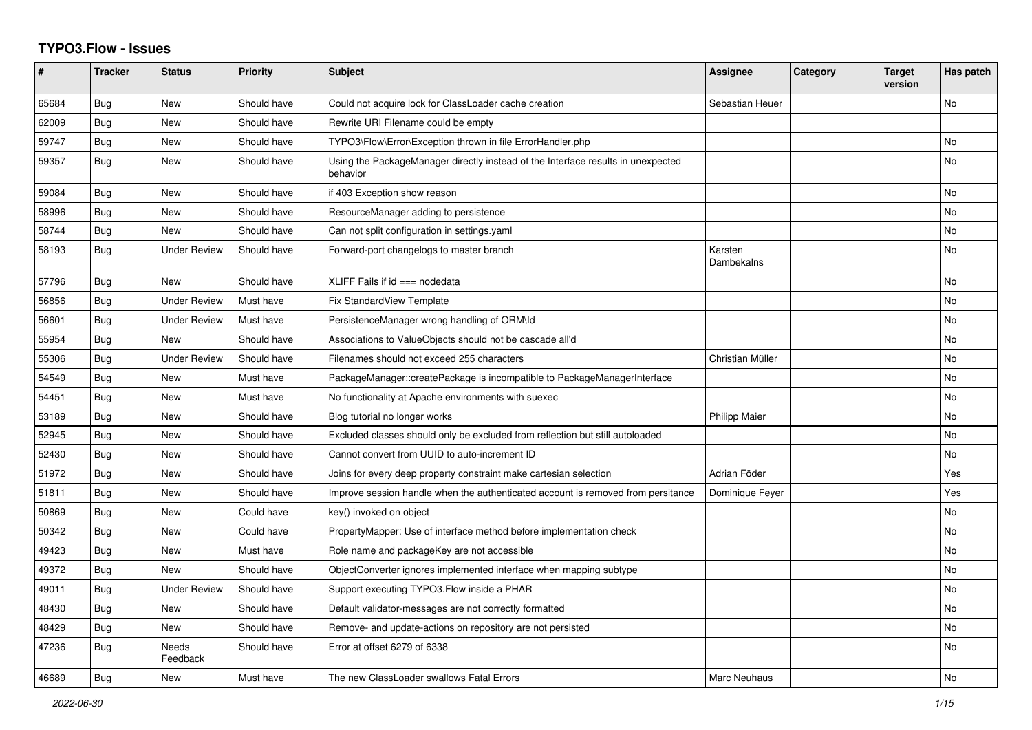# TYPO3.Flow - Issues

| # | Tracker | Status | Priority | Subject | Assignee | Category | Target version | Has patch |
|---|---|---|---|---|---|---|---|---|
| 65684 | Bug | New | Should have | Could not acquire lock for ClassLoader cache creation | Sebastian Heuer | | | No |
| 62009 | Bug | New | Should have | Rewrite URI Filename could be empty | | | | |
| 59747 | Bug | New | Should have | TYPO3\Flow\Error\Exception thrown in file ErrorHandler.php | | | | No |
| 59357 | Bug | New | Should have | Using the PackageManager directly instead of the Interface results in unexpected behavior | | | | No |
| 59084 | Bug | New | Should have | if 403 Exception show reason | | | | No |
| 58996 | Bug | New | Should have | ResourceManager adding to persistence | | | | No |
| 58744 | Bug | New | Should have | Can not split configuration in settings.yaml | | | | No |
| 58193 | Bug | Under Review | Should have | Forward-port changelogs to master branch | Karsten Dambekalns | | | No |
| 57796 | Bug | New | Should have | XLIFF Fails if id === nodedata | | | | No |
| 56856 | Bug | Under Review | Must have | Fix StandardView Template | | | | No |
| 56601 | Bug | Under Review | Must have | PersistenceManager wrong handling of ORM\Id | | | | No |
| 55954 | Bug | New | Should have | Associations to ValueObjects should not be cascade all'd | | | | No |
| 55306 | Bug | Under Review | Should have | Filenames should not exceed 255 characters | Christian Müller | | | No |
| 54549 | Bug | New | Must have | PackageManager::createPackage is incompatible to PackageManagerInterface | | | | No |
| 54451 | Bug | New | Must have | No functionality at Apache environments with suexec | | | | No |
| 53189 | Bug | New | Should have | Blog tutorial no longer works | Philipp Maier | | | No |
| 52945 | Bug | New | Should have | Excluded classes should only be excluded from reflection but still autoloaded | | | | No |
| 52430 | Bug | New | Should have | Cannot convert from UUID to auto-increment ID | | | | No |
| 51972 | Bug | New | Should have | Joins for every deep property constraint make cartesian selection | Adrian Föder | | | Yes |
| 51811 | Bug | New | Should have | Improve session handle when the authenticated account is removed from persitance | Dominique Feyer | | | Yes |
| 50869 | Bug | New | Could have | key() invoked on object | | | | No |
| 50342 | Bug | New | Could have | PropertyMapper: Use of interface method before implementation check | | | | No |
| 49423 | Bug | New | Must have | Role name and packageKey are not accessible | | | | No |
| 49372 | Bug | New | Should have | ObjectConverter ignores implemented interface when mapping subtype | | | | No |
| 49011 | Bug | Under Review | Should have | Support executing TYPO3.Flow inside a PHAR | | | | No |
| 48430 | Bug | New | Should have | Default validator-messages are not correctly formatted | | | | No |
| 48429 | Bug | New | Should have | Remove- and update-actions on repository are not persisted | | | | No |
| 47236 | Bug | Needs Feedback | Should have | Error at offset 6279 of 6338 | | | | No |
| 46689 | Bug | New | Must have | The new ClassLoader swallows Fatal Errors | Marc Neuhaus | | | No |

*2022-06-30*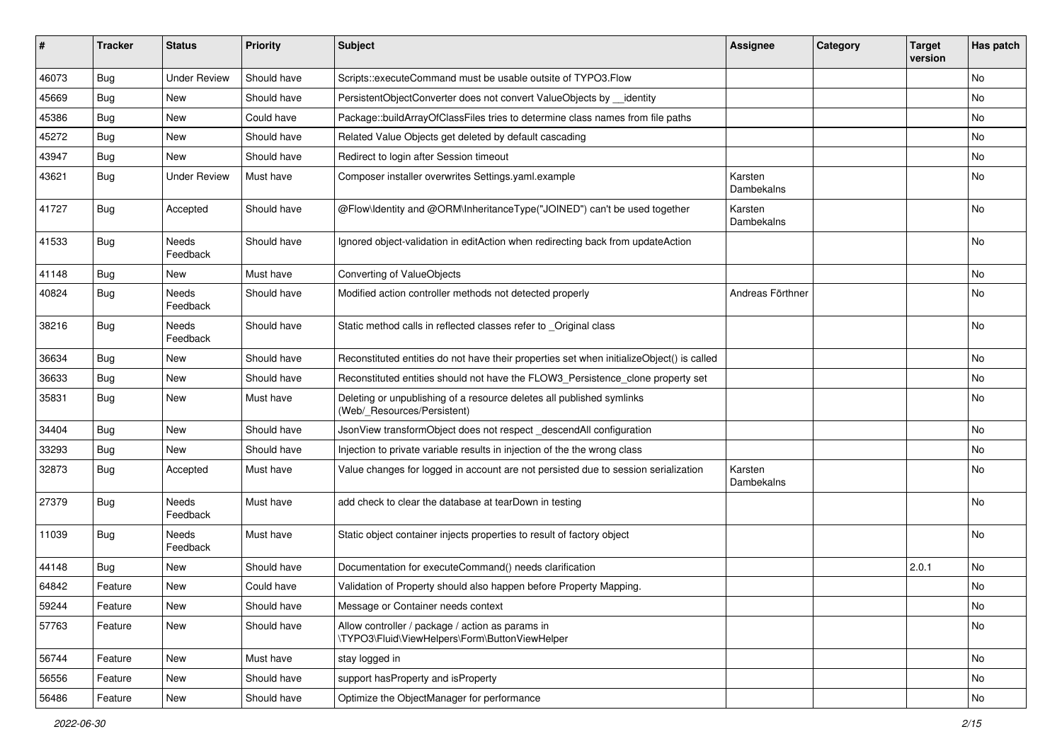| # | Tracker | Status | Priority | Subject | Assignee | Category | Target version | Has patch |
|---|---|---|---|---|---|---|---|---|
| 46073 | Bug | Under Review | Should have | Scripts::executeCommand must be usable outsite of TYPO3.Flow | | | | No |
| 45669 | Bug | New | Should have | PersistentObjectConverter does not convert ValueObjects by __identity | | | | No |
| 45386 | Bug | New | Could have | Package::buildArrayOfClassFiles tries to determine class names from file paths | | | | No |
| 45272 | Bug | New | Should have | Related Value Objects get deleted by default cascading | | | | No |
| 43947 | Bug | New | Should have | Redirect to login after Session timeout | | | | No |
| 43621 | Bug | Under Review | Must have | Composer installer overwrites Settings.yaml.example | Karsten Dambekalns | | | No |
| 41727 | Bug | Accepted | Should have | @Flow\Identity and @ORM\InheritanceType("JOINED") can't be used together | Karsten Dambekalns | | | No |
| 41533 | Bug | Needs Feedback | Should have | Ignored object-validation in editAction when redirecting back from updateAction | | | | No |
| 41148 | Bug | New | Must have | Converting of ValueObjects | | | | No |
| 40824 | Bug | Needs Feedback | Should have | Modified action controller methods not detected properly | Andreas Förthner | | | No |
| 38216 | Bug | Needs Feedback | Should have | Static method calls in reflected classes refer to _Original class | | | | No |
| 36634 | Bug | New | Should have | Reconstituted entities do not have their properties set when initializeObject() is called | | | | No |
| 36633 | Bug | New | Should have | Reconstituted entities should not have the FLOW3_Persistence_clone property set | | | | No |
| 35831 | Bug | New | Must have | Deleting or unpublishing of a resource deletes all published symlinks (Web/_Resources/Persistent) | | | | No |
| 34404 | Bug | New | Should have | JsonView transformObject does not respect _descendAll configuration | | | | No |
| 33293 | Bug | New | Should have | Injection to private variable results in injection of the the wrong class | | | | No |
| 32873 | Bug | Accepted | Must have | Value changes for logged in account are not persisted due to session serialization | Karsten Dambekalns | | | No |
| 27379 | Bug | Needs Feedback | Must have | add check to clear the database at tearDown in testing | | | | No |
| 11039 | Bug | Needs Feedback | Must have | Static object container injects properties to result of factory object | | | | No |
| 44148 | Bug | New | Should have | Documentation for executeCommand() needs clarification | | | 2.0.1 | No |
| 64842 | Feature | New | Could have | Validation of Property should also happen before Property Mapping. | | | | No |
| 59244 | Feature | New | Should have | Message or Container needs context | | | | No |
| 57763 | Feature | New | Should have | Allow controller / package / action as params in \TYPO3\Fluid\ViewHelpers\Form\ButtonViewHelper | | | | No |
| 56744 | Feature | New | Must have | stay logged in | | | | No |
| 56556 | Feature | New | Should have | support hasProperty and isProperty | | | | No |
| 56486 | Feature | New | Should have | Optimize the ObjectManager for performance | | | | No |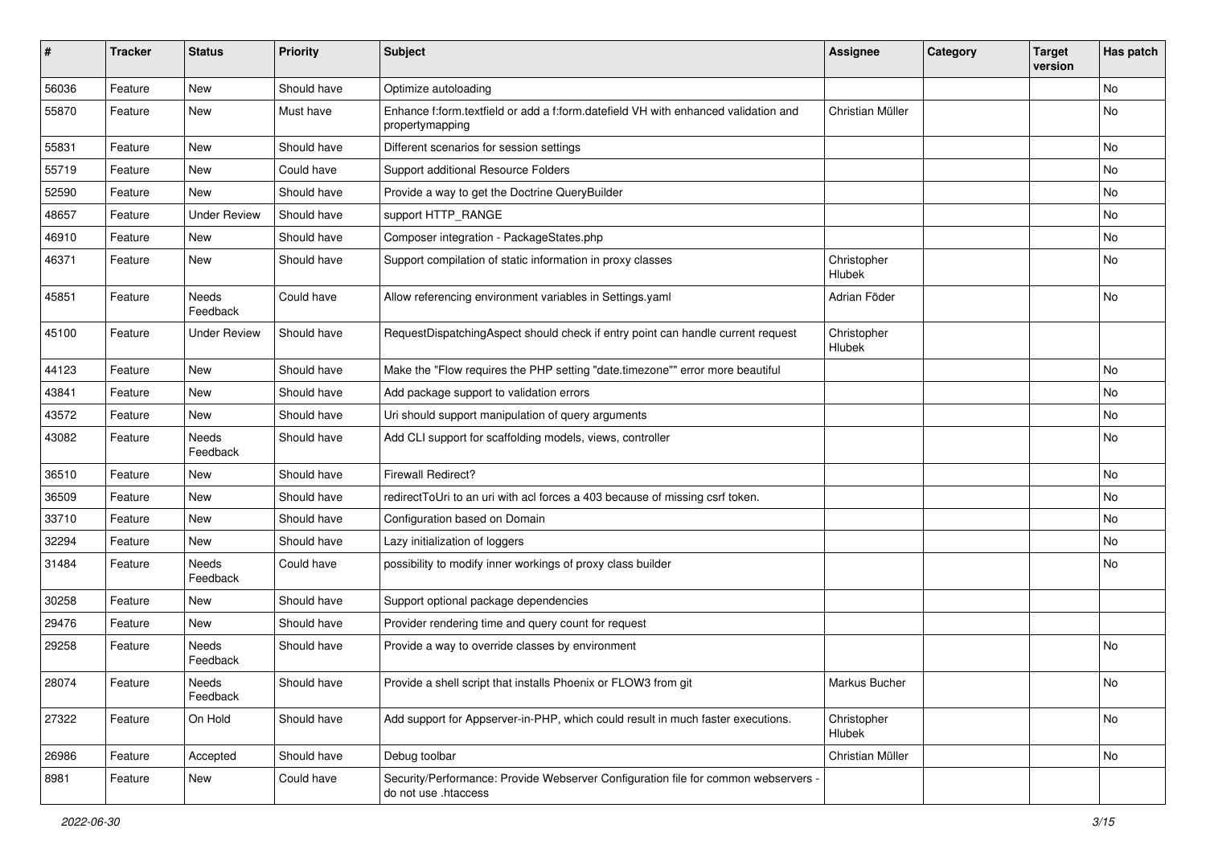| # | Tracker | Status | Priority | Subject | Assignee | Category | Target version | Has patch |
|---|---|---|---|---|---|---|---|---|
| 56036 | Feature | New | Should have | Optimize autoloading | | | | No |
| 55870 | Feature | New | Must have | Enhance f:form.textfield or add a f:form.datefield VH with enhanced validation and propertymapping | Christian Müller | | | No |
| 55831 | Feature | New | Should have | Different scenarios for session settings | | | | No |
| 55719 | Feature | New | Could have | Support additional Resource Folders | | | | No |
| 52590 | Feature | New | Should have | Provide a way to get the Doctrine QueryBuilder | | | | No |
| 48657 | Feature | Under Review | Should have | support HTTP_RANGE | | | | No |
| 46910 | Feature | New | Should have | Composer integration - PackageStates.php | | | | No |
| 46371 | Feature | New | Should have | Support compilation of static information in proxy classes | Christopher Hlubek | | | No |
| 45851 | Feature | Needs Feedback | Could have | Allow referencing environment variables in Settings.yaml | Adrian Föder | | | No |
| 45100 | Feature | Under Review | Should have | RequestDispatchingAspect should check if entry point can handle current request | Christopher Hlubek | | | |
| 44123 | Feature | New | Should have | Make the "Flow requires the PHP setting "date.timezone"" error more beautiful | | | | No |
| 43841 | Feature | New | Should have | Add package support to validation errors | | | | No |
| 43572 | Feature | New | Should have | Uri should support manipulation of query arguments | | | | No |
| 43082 | Feature | Needs Feedback | Should have | Add CLI support for scaffolding models, views, controller | | | | No |
| 36510 | Feature | New | Should have | Firewall Redirect? | | | | No |
| 36509 | Feature | New | Should have | redirectToUri to an uri with acl forces a 403 because of missing csrf token. | | | | No |
| 33710 | Feature | New | Should have | Configuration based on Domain | | | | No |
| 32294 | Feature | New | Should have | Lazy initialization of loggers | | | | No |
| 31484 | Feature | Needs Feedback | Could have | possibility to modify inner workings of proxy class builder | | | | No |
| 30258 | Feature | New | Should have | Support optional package dependencies | | | | |
| 29476 | Feature | New | Should have | Provider rendering time and query count for request | | | | |
| 29258 | Feature | Needs Feedback | Should have | Provide a way to override classes by environment | | | | No |
| 28074 | Feature | Needs Feedback | Should have | Provide a shell script that installs Phoenix or FLOW3 from git | Markus Bucher | | | No |
| 27322 | Feature | On Hold | Should have | Add support for Appserver-in-PHP, which could result in much faster executions. | Christopher Hlubek | | | No |
| 26986 | Feature | Accepted | Should have | Debug toolbar | Christian Müller | | | No |
| 8981 | Feature | New | Could have | Security/Performance: Provide Webserver Configuration file for common webservers - do not use .htaccess | | | | |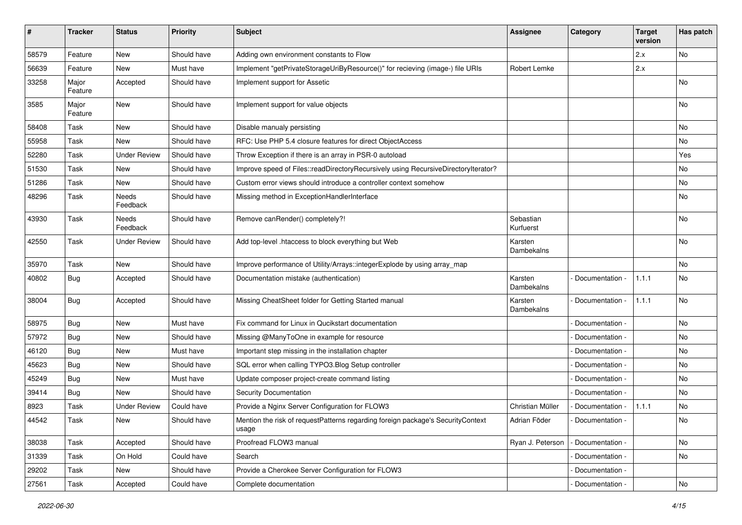| # | Tracker | Status | Priority | Subject | Assignee | Category | Target version | Has patch |
|---|---|---|---|---|---|---|---|---|
| 58579 | Feature | New | Should have | Adding own environment constants to Flow | | | 2.x | No |
| 56639 | Feature | New | Must have | Implement "getPrivateStorageUriByResource()" for recieving (image-) file URIs | Robert Lemke | | 2.x | |
| 33258 | Major Feature | Accepted | Should have | Implement support for Assetic | | | | No |
| 3585 | Major Feature | New | Should have | Implement support for value objects | | | | No |
| 58408 | Task | New | Should have | Disable manualy persisting | | | | No |
| 55958 | Task | New | Should have | RFC: Use PHP 5.4 closure features for direct ObjectAccess | | | | No |
| 52280 | Task | Under Review | Should have | Throw Exception if there is an array in PSR-0 autoload | | | | Yes |
| 51530 | Task | New | Should have | Improve speed of Files::readDirectoryRecursively using RecursiveDirectoryIterator? | | | | No |
| 51286 | Task | New | Should have | Custom error views should introduce a controller context somehow | | | | No |
| 48296 | Task | Needs Feedback | Should have | Missing method in ExceptionHandlerInterface | | | | No |
| 43930 | Task | Needs Feedback | Should have | Remove canRender() completely?! | Sebastian Kurfuerst | | | No |
| 42550 | Task | Under Review | Should have | Add top-level .htaccess to block everything but Web | Karsten Dambekalns | | | No |
| 35970 | Task | New | Should have | Improve performance of Utility/Arrays::integerExplode by using array_map | | | | No |
| 40802 | Bug | Accepted | Should have | Documentation mistake (authentication) | Karsten Dambekalns | - Documentation - | 1.1.1 | No |
| 38004 | Bug | Accepted | Should have | Missing CheatSheet folder for Getting Started manual | Karsten Dambekalns | - Documentation - | 1.1.1 | No |
| 58975 | Bug | New | Must have | Fix command for Linux in Qucikstart documentation | | - Documentation - | | No |
| 57972 | Bug | New | Should have | Missing @ManyToOne in example for resource | | - Documentation - | | No |
| 46120 | Bug | New | Must have | Important step missing in the installation chapter | | - Documentation - | | No |
| 45623 | Bug | New | Should have | SQL error when calling TYPO3.Blog Setup controller | | - Documentation - | | No |
| 45249 | Bug | New | Must have | Update composer project-create command listing | | - Documentation - | | No |
| 39414 | Bug | New | Should have | Security Documentation | | - Documentation - | | No |
| 8923 | Task | Under Review | Could have | Provide a Nginx Server Configuration for FLOW3 | Christian Müller | - Documentation - | 1.1.1 | No |
| 44542 | Task | New | Should have | Mention the risk of requestPatterns regarding foreign package's SecurityContext usage | Adrian Föder | - Documentation - | | No |
| 38038 | Task | Accepted | Should have | Proofread FLOW3 manual | Ryan J. Peterson | - Documentation - | | No |
| 31339 | Task | On Hold | Could have | Search | | - Documentation - | | No |
| 29202 | Task | New | Should have | Provide a Cherokee Server Configuration for FLOW3 | | - Documentation - | | |
| 27561 | Task | Accepted | Could have | Complete documentation | | - Documentation - | | No |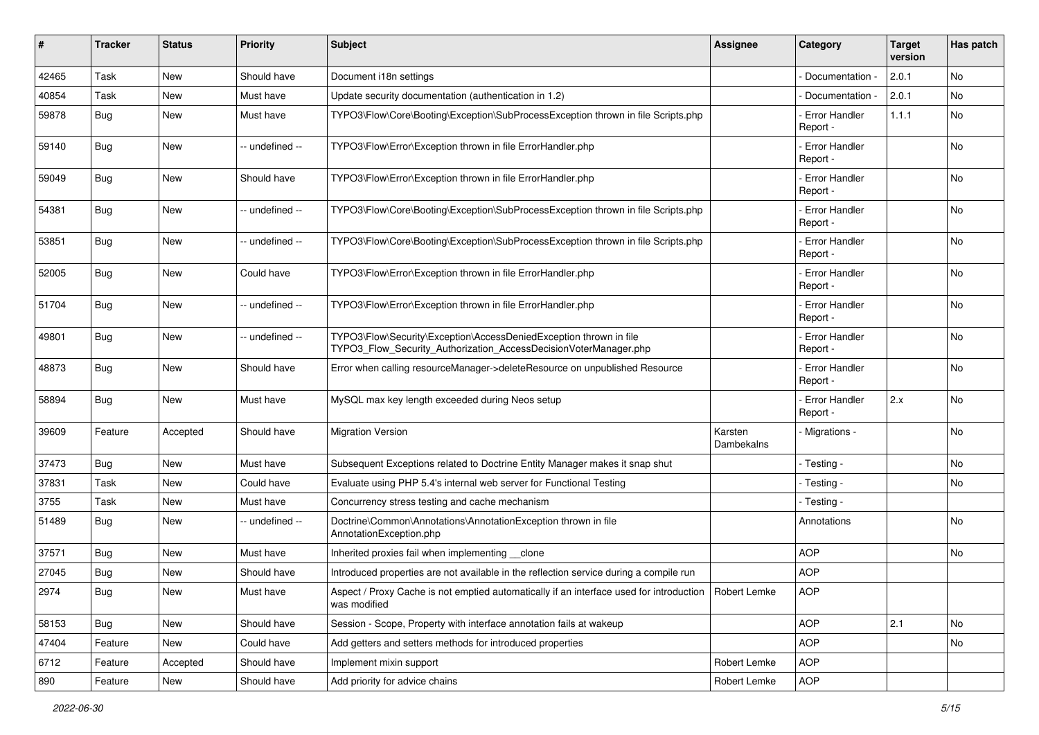| # | Tracker | Status | Priority | Subject | Assignee | Category | Target version | Has patch |
|---|---|---|---|---|---|---|---|---|
| 42465 | Task | New | Should have | Document i18n settings | | - Documentation - | 2.0.1 | No |
| 40854 | Task | New | Must have | Update security documentation (authentication in 1.2) | | - Documentation - | 2.0.1 | No |
| 59878 | Bug | New | Must have | TYPO3\Flow\Core\Booting\Exception\SubProcessException thrown in file Scripts.php | | - Error Handler Report - | 1.1.1 | No |
| 59140 | Bug | New | -- undefined -- | TYPO3\Flow\Error\Exception thrown in file ErrorHandler.php | | - Error Handler Report - | | No |
| 59049 | Bug | New | Should have | TYPO3\Flow\Error\Exception thrown in file ErrorHandler.php | | - Error Handler Report - | | No |
| 54381 | Bug | New | -- undefined -- | TYPO3\Flow\Core\Booting\Exception\SubProcessException thrown in file Scripts.php | | - Error Handler Report - | | No |
| 53851 | Bug | New | -- undefined -- | TYPO3\Flow\Core\Booting\Exception\SubProcessException thrown in file Scripts.php | | - Error Handler Report - | | No |
| 52005 | Bug | New | Could have | TYPO3\Flow\Error\Exception thrown in file ErrorHandler.php | | - Error Handler Report - | | No |
| 51704 | Bug | New | -- undefined -- | TYPO3\Flow\Error\Exception thrown in file ErrorHandler.php | | - Error Handler Report - | | No |
| 49801 | Bug | New | -- undefined -- | TYPO3\Flow\Security\Exception\AccessDeniedException thrown in file TYPO3_Flow_Security_Authorization_AccessDecisionVoterManager.php | | - Error Handler Report - | | No |
| 48873 | Bug | New | Should have | Error when calling resourceManager->deleteResource on unpublished Resource | | - Error Handler Report - | | No |
| 58894 | Bug | New | Must have | MySQL max key length exceeded during Neos setup | | - Error Handler Report - | 2.x | No |
| 39609 | Feature | Accepted | Should have | Migration Version | Karsten Dambekalns | - Migrations - | | No |
| 37473 | Bug | New | Must have | Subsequent Exceptions related to Doctrine Entity Manager makes it snap shut | | - Testing - | | No |
| 37831 | Task | New | Could have | Evaluate using PHP 5.4's internal web server for Functional Testing | | - Testing - | | No |
| 3755 | Task | New | Must have | Concurrency stress testing and cache mechanism | | - Testing - | | |
| 51489 | Bug | New | -- undefined -- | Doctrine\Common\Annotations\AnnotationException thrown in file AnnotationException.php | | Annotations | | No |
| 37571 | Bug | New | Must have | Inherited proxies fail when implementing __clone | | AOP | | No |
| 27045 | Bug | New | Should have | Introduced properties are not available in the reflection service during a compile run | | AOP | | |
| 2974 | Bug | New | Must have | Aspect / Proxy Cache is not emptied automatically if an interface used for introduction was modified | Robert Lemke | AOP | | |
| 58153 | Bug | New | Should have | Session - Scope, Property with interface annotation fails at wakeup | | AOP | 2.1 | No |
| 47404 | Feature | New | Could have | Add getters and setters methods for introduced properties | | AOP | | No |
| 6712 | Feature | Accepted | Should have | Implement mixin support | Robert Lemke | AOP | | |
| 890 | Feature | New | Should have | Add priority for advice chains | Robert Lemke | AOP | | |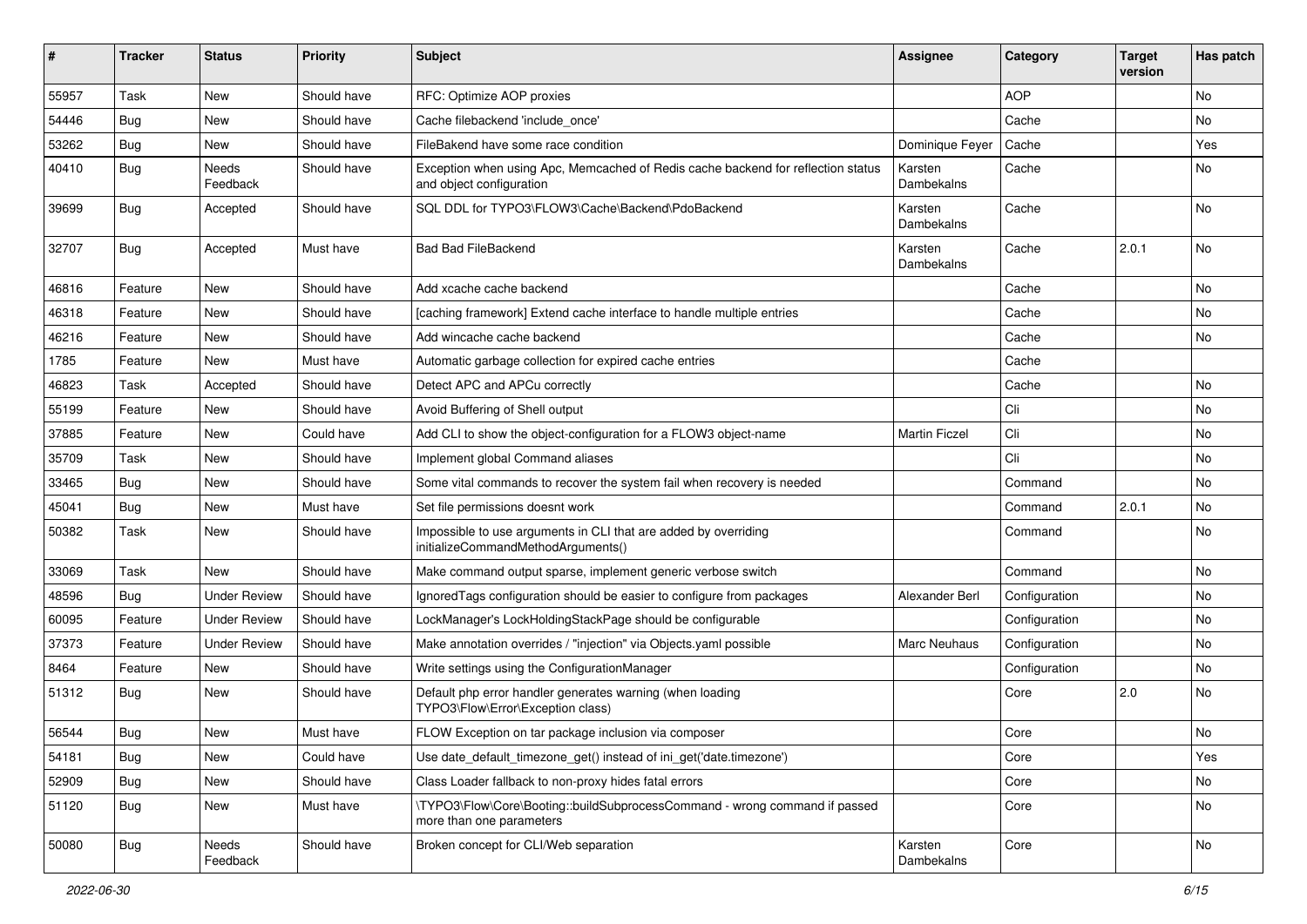| # | Tracker | Status | Priority | Subject | Assignee | Category | Target version | Has patch |
|---|---|---|---|---|---|---|---|---|
| 55957 | Task | New | Should have | RFC: Optimize AOP proxies | | AOP | | No |
| 54446 | Bug | New | Should have | Cache filebackend 'include_once' | | Cache | | No |
| 53262 | Bug | New | Should have | FileBakend have some race condition | Dominique Feyer | Cache | | Yes |
| 40410 | Bug | Needs Feedback | Should have | Exception when using Apc, Memcached of Redis cache backend for reflection status and object configuration | Karsten Dambekalns | Cache | | No |
| 39699 | Bug | Accepted | Should have | SQL DDL for TYPO3\FLOW3\Cache\Backend\PdoBackend | Karsten Dambekalns | Cache | | No |
| 32707 | Bug | Accepted | Must have | Bad Bad FileBackend | Karsten Dambekalns | Cache | 2.0.1 | No |
| 46816 | Feature | New | Should have | Add xcache cache backend | | Cache | | No |
| 46318 | Feature | New | Should have | [caching framework] Extend cache interface to handle multiple entries | | Cache | | No |
| 46216 | Feature | New | Should have | Add wincache cache backend | | Cache | | No |
| 1785 | Feature | New | Must have | Automatic garbage collection for expired cache entries | | Cache | | |
| 46823 | Task | Accepted | Should have | Detect APC and APCu correctly | | Cache | | No |
| 55199 | Feature | New | Should have | Avoid Buffering of Shell output | | Cli | | No |
| 37885 | Feature | New | Could have | Add CLI to show the object-configuration for a FLOW3 object-name | Martin Ficzel | Cli | | No |
| 35709 | Task | New | Should have | Implement global Command aliases | | Cli | | No |
| 33465 | Bug | New | Should have | Some vital commands to recover the system fail when recovery is needed | | Command | | No |
| 45041 | Bug | New | Must have | Set file permissions doesnt work | | Command | 2.0.1 | No |
| 50382 | Task | New | Should have | Impossible to use arguments in CLI that are added by overriding initializeCommandMethodArguments() | | Command | | No |
| 33069 | Task | New | Should have | Make command output sparse, implement generic verbose switch | | Command | | No |
| 48596 | Bug | Under Review | Should have | IgnoredTags configuration should be easier to configure from packages | Alexander Berl | Configuration | | No |
| 60095 | Feature | Under Review | Should have | LockManager's LockHoldingStackPage should be configurable | | Configuration | | No |
| 37373 | Feature | Under Review | Should have | Make annotation overrides / "injection" via Objects.yaml possible | Marc Neuhaus | Configuration | | No |
| 8464 | Feature | New | Should have | Write settings using the ConfigurationManager | | Configuration | | No |
| 51312 | Bug | New | Should have | Default php error handler generates warning (when loading TYPO3\Flow\Error\Exception class) | | Core | 2.0 | No |
| 56544 | Bug | New | Must have | FLOW Exception on tar package inclusion via composer | | Core | | No |
| 54181 | Bug | New | Could have | Use date_default_timezone_get() instead of ini_get('date.timezone') | | Core | | Yes |
| 52909 | Bug | New | Should have | Class Loader fallback to non-proxy hides fatal errors | | Core | | No |
| 51120 | Bug | New | Must have | \TYPO3\Flow\Core\Booting::buildSubprocessCommand - wrong command if passed more than one parameters | | Core | | No |
| 50080 | Bug | Needs Feedback | Should have | Broken concept for CLI/Web separation | Karsten Dambekalns | Core | | No |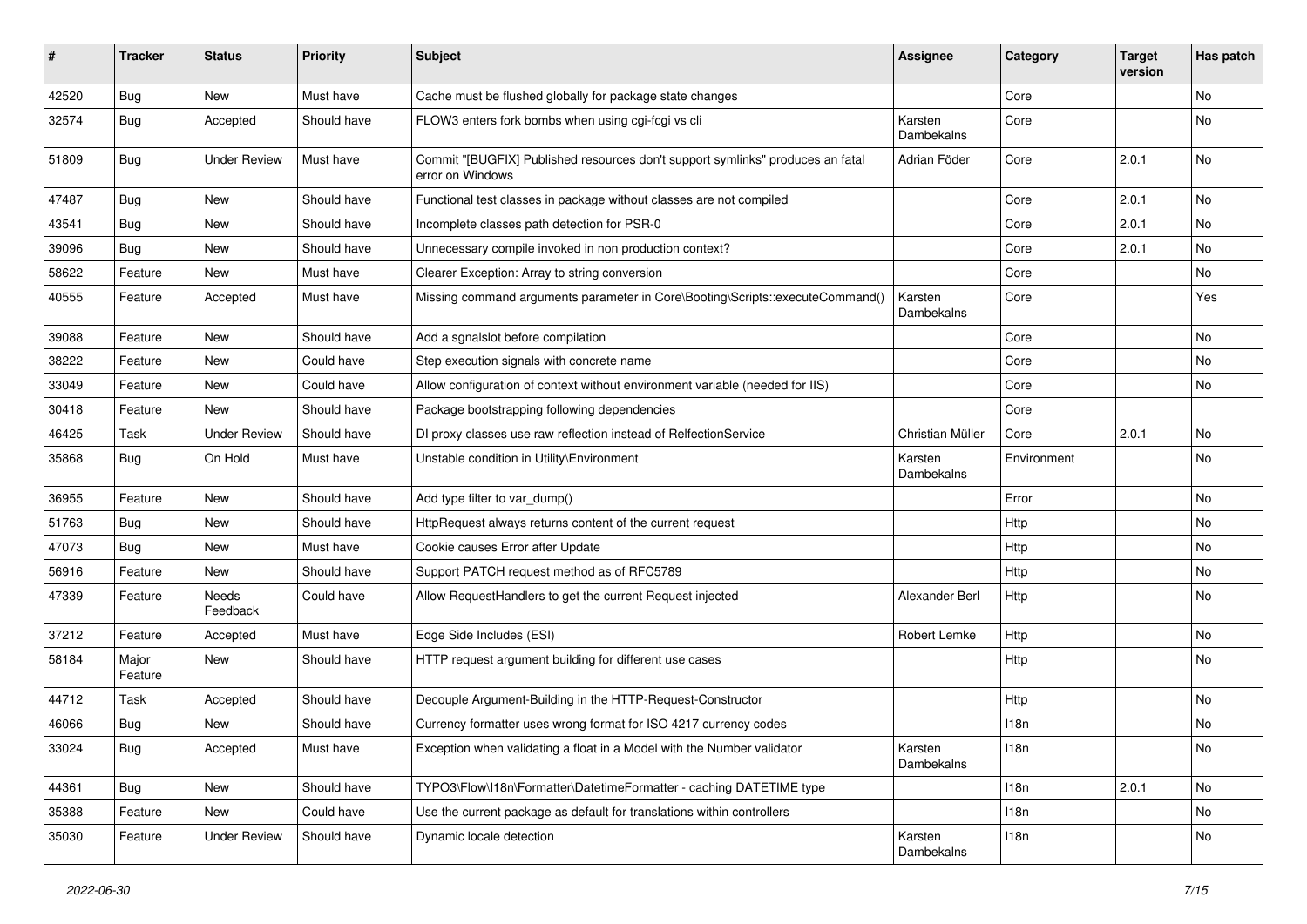| # | Tracker | Status | Priority | Subject | Assignee | Category | Target version | Has patch |
|---|---|---|---|---|---|---|---|---|
| 42520 | Bug | New | Must have | Cache must be flushed globally for package state changes | | Core | | No |
| 32574 | Bug | Accepted | Should have | FLOW3 enters fork bombs when using cgi-fcgi vs cli | Karsten Dambekalns | Core | | No |
| 51809 | Bug | Under Review | Must have | Commit "[BUGFIX] Published resources don't support symlinks" produces an fatal error on Windows | Adrian Föder | Core | 2.0.1 | No |
| 47487 | Bug | New | Should have | Functional test classes in package without classes are not compiled | | Core | 2.0.1 | No |
| 43541 | Bug | New | Should have | Incomplete classes path detection for PSR-0 | | Core | 2.0.1 | No |
| 39096 | Bug | New | Should have | Unnecessary compile invoked in non production context? | | Core | 2.0.1 | No |
| 58622 | Feature | New | Must have | Clearer Exception: Array to string conversion | | Core | | No |
| 40555 | Feature | Accepted | Must have | Missing command arguments parameter in Core\Booting\Scripts::executeCommand() | Karsten Dambekalns | Core | | Yes |
| 39088 | Feature | New | Should have | Add a sgnalslot before compilation | | Core | | No |
| 38222 | Feature | New | Could have | Step execution signals with concrete name | | Core | | No |
| 33049 | Feature | New | Could have | Allow configuration of context without environment variable (needed for IIS) | | Core | | No |
| 30418 | Feature | New | Should have | Package bootstrapping following dependencies | | Core | | |
| 46425 | Task | Under Review | Should have | DI proxy classes use raw reflection instead of RelfectionService | Christian Müller | Core | 2.0.1 | No |
| 35868 | Bug | On Hold | Must have | Unstable condition in Utility\Environment | Karsten Dambekalns | Environment | | No |
| 36955 | Feature | New | Should have | Add type filter to var_dump() | | Error | | No |
| 51763 | Bug | New | Should have | HttpRequest always returns content of the current request | | Http | | No |
| 47073 | Bug | New | Must have | Cookie causes Error after Update | | Http | | No |
| 56916 | Feature | New | Should have | Support PATCH request method as of RFC5789 | | Http | | No |
| 47339 | Feature | Needs Feedback | Could have | Allow RequestHandlers to get the current Request injected | Alexander Berl | Http | | No |
| 37212 | Feature | Accepted | Must have | Edge Side Includes (ESI) | Robert Lemke | Http | | No |
| 58184 | Major Feature | New | Should have | HTTP request argument building for different use cases | | Http | | No |
| 44712 | Task | Accepted | Should have | Decouple Argument-Building in the HTTP-Request-Constructor | | Http | | No |
| 46066 | Bug | New | Should have | Currency formatter uses wrong format for ISO 4217 currency codes | | I18n | | No |
| 33024 | Bug | Accepted | Must have | Exception when validating a float in a Model with the Number validator | Karsten Dambekalns | I18n | | No |
| 44361 | Bug | New | Should have | TYPO3\Flow\I18n\Formatter\DatetimeFormatter - caching DATETIME type | | I18n | 2.0.1 | No |
| 35388 | Feature | New | Could have | Use the current package as default for translations within controllers | | I18n | | No |
| 35030 | Feature | Under Review | Should have | Dynamic locale detection | Karsten Dambekalns | I18n | | No |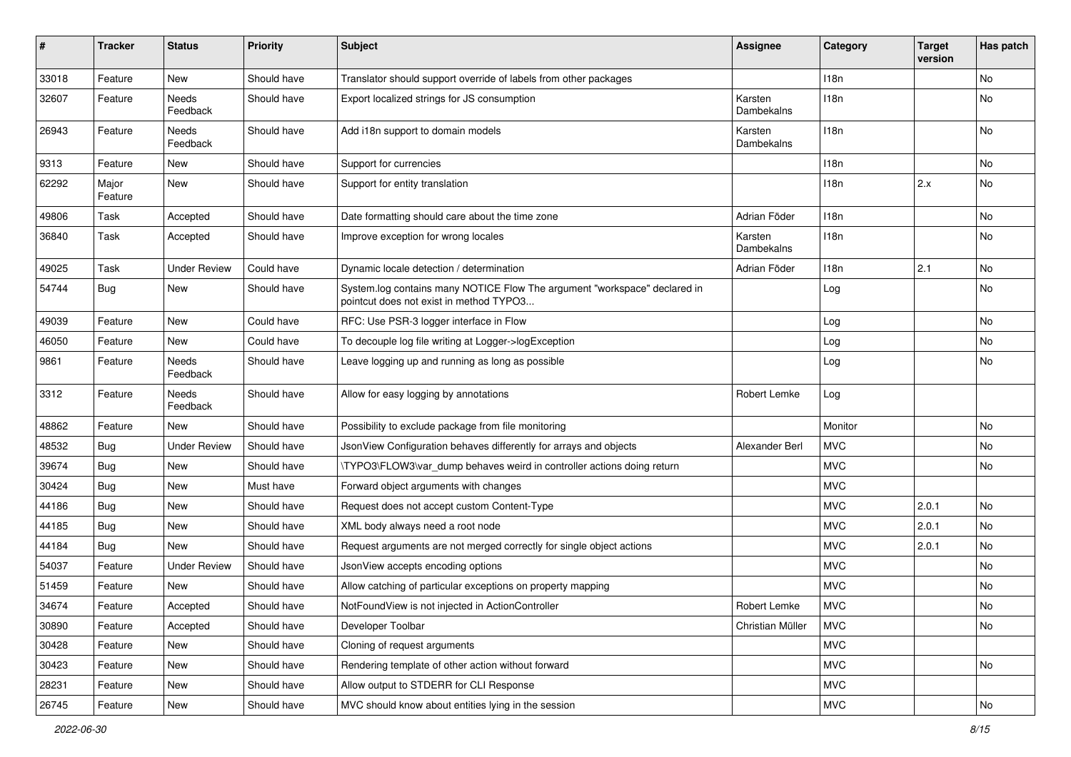| # | Tracker | Status | Priority | Subject | Assignee | Category | Target version | Has patch |
|---|---|---|---|---|---|---|---|---|
| 33018 | Feature | New | Should have | Translator should support override of labels from other packages | | I18n | | No |
| 32607 | Feature | Needs Feedback | Should have | Export localized strings for JS consumption | Karsten Dambekalns | I18n | | No |
| 26943 | Feature | Needs Feedback | Should have | Add i18n support to domain models | Karsten Dambekalns | I18n | | No |
| 9313 | Feature | New | Should have | Support for currencies | | I18n | | No |
| 62292 | Major Feature | New | Should have | Support for entity translation | | I18n | 2.x | No |
| 49806 | Task | Accepted | Should have | Date formatting should care about the time zone | Adrian Föder | I18n | | No |
| 36840 | Task | Accepted | Should have | Improve exception for wrong locales | Karsten Dambekalns | I18n | | No |
| 49025 | Task | Under Review | Could have | Dynamic locale detection / determination | Adrian Föder | I18n | 2.1 | No |
| 54744 | Bug | New | Should have | System.log contains many NOTICE Flow The argument "workspace" declared in pointcut does not exist in method TYPO3... | | Log | | No |
| 49039 | Feature | New | Could have | RFC: Use PSR-3 logger interface in Flow | | Log | | No |
| 46050 | Feature | New | Could have | To decouple log file writing at Logger->logException | | Log | | No |
| 9861 | Feature | Needs Feedback | Should have | Leave logging up and running as long as possible | | Log | | No |
| 3312 | Feature | Needs Feedback | Should have | Allow for easy logging by annotations | Robert Lemke | Log | | |
| 48862 | Feature | New | Should have | Possibility to exclude package from file monitoring | | Monitor | | No |
| 48532 | Bug | Under Review | Should have | JsonView Configuration behaves differently for arrays and objects | Alexander Berl | MVC | | No |
| 39674 | Bug | New | Should have | \TYPO3\FLOW3\var_dump behaves weird in controller actions doing return | | MVC | | No |
| 30424 | Bug | New | Must have | Forward object arguments with changes | | MVC | | |
| 44186 | Bug | New | Should have | Request does not accept custom Content-Type | | MVC | 2.0.1 | No |
| 44185 | Bug | New | Should have | XML body always need a root node | | MVC | 2.0.1 | No |
| 44184 | Bug | New | Should have | Request arguments are not merged correctly for single object actions | | MVC | 2.0.1 | No |
| 54037 | Feature | Under Review | Should have | JsonView accepts encoding options | | MVC | | No |
| 51459 | Feature | New | Should have | Allow catching of particular exceptions on property mapping | | MVC | | No |
| 34674 | Feature | Accepted | Should have | NotFoundView is not injected in ActionController | Robert Lemke | MVC | | No |
| 30890 | Feature | Accepted | Should have | Developer Toolbar | Christian Müller | MVC | | No |
| 30428 | Feature | New | Should have | Cloning of request arguments | | MVC | | |
| 30423 | Feature | New | Should have | Rendering template of other action without forward | | MVC | | No |
| 28231 | Feature | New | Should have | Allow output to STDERR for CLI Response | | MVC | | |
| 26745 | Feature | New | Should have | MVC should know about entities lying in the session | | MVC | | No |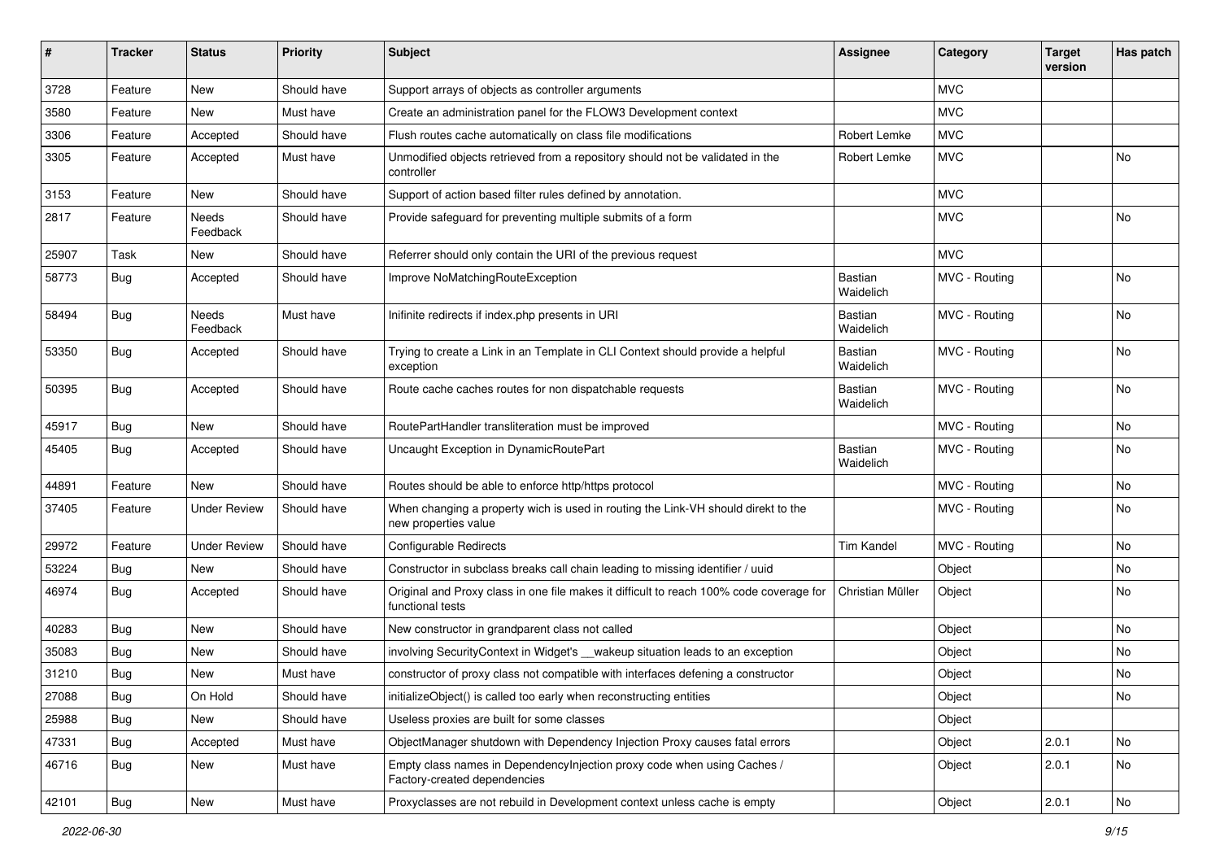| # | Tracker | Status | Priority | Subject | Assignee | Category | Target version | Has patch |
|---|---|---|---|---|---|---|---|---|
| 3728 | Feature | New | Should have | Support arrays of objects as controller arguments | | MVC | | |
| 3580 | Feature | New | Must have | Create an administration panel for the FLOW3 Development context | | MVC | | |
| 3306 | Feature | Accepted | Should have | Flush routes cache automatically on class file modifications | Robert Lemke | MVC | | |
| 3305 | Feature | Accepted | Must have | Unmodified objects retrieved from a repository should not be validated in the controller | Robert Lemke | MVC | | No |
| 3153 | Feature | New | Should have | Support of action based filter rules defined by annotation. | | MVC | | |
| 2817 | Feature | Needs Feedback | Should have | Provide safeguard for preventing multiple submits of a form | | MVC | | No |
| 25907 | Task | New | Should have | Referrer should only contain the URI of the previous request | | MVC | | |
| 58773 | Bug | Accepted | Should have | Improve NoMatchingRouteException | Bastian Waidelich | MVC - Routing | | No |
| 58494 | Bug | Needs Feedback | Must have | Inifinite redirects if index.php presents in URI | Bastian Waidelich | MVC - Routing | | No |
| 53350 | Bug | Accepted | Should have | Trying to create a Link in an Template in CLI Context should provide a helpful exception | Bastian Waidelich | MVC - Routing | | No |
| 50395 | Bug | Accepted | Should have | Route cache caches routes for non dispatchable requests | Bastian Waidelich | MVC - Routing | | No |
| 45917 | Bug | New | Should have | RoutePartHandler transliteration must be improved | | MVC - Routing | | No |
| 45405 | Bug | Accepted | Should have | Uncaught Exception in DynamicRoutePart | Bastian Waidelich | MVC - Routing | | No |
| 44891 | Feature | New | Should have | Routes should be able to enforce http/https protocol | | MVC - Routing | | No |
| 37405 | Feature | Under Review | Should have | When changing a property wich is used in routing the Link-VH should direkt to the new properties value | | MVC - Routing | | No |
| 29972 | Feature | Under Review | Should have | Configurable Redirects | Tim Kandel | MVC - Routing | | No |
| 53224 | Bug | New | Should have | Constructor in subclass breaks call chain leading to missing identifier / uuid | | Object | | No |
| 46974 | Bug | Accepted | Should have | Original and Proxy class in one file makes it difficult to reach 100% code coverage for functional tests | Christian Müller | Object | | No |
| 40283 | Bug | New | Should have | New constructor in grandparent class not called | | Object | | No |
| 35083 | Bug | New | Should have | involving SecurityContext in Widget's __wakeup situation leads to an exception | | Object | | No |
| 31210 | Bug | New | Must have | constructor of proxy class not compatible with interfaces defening a constructor | | Object | | No |
| 27088 | Bug | On Hold | Should have | initializeObject() is called too early when reconstructing entities | | Object | | No |
| 25988 | Bug | New | Should have | Useless proxies are built for some classes | | Object | | |
| 47331 | Bug | Accepted | Must have | ObjectManager shutdown with Dependency Injection Proxy causes fatal errors | | Object | 2.0.1 | No |
| 46716 | Bug | New | Must have | Empty class names in DependencyInjection proxy code when using Caches / Factory-created dependencies | | Object | 2.0.1 | No |
| 42101 | Bug | New | Must have | Proxyclasses are not rebuild in Development context unless cache is empty | | Object | 2.0.1 | No |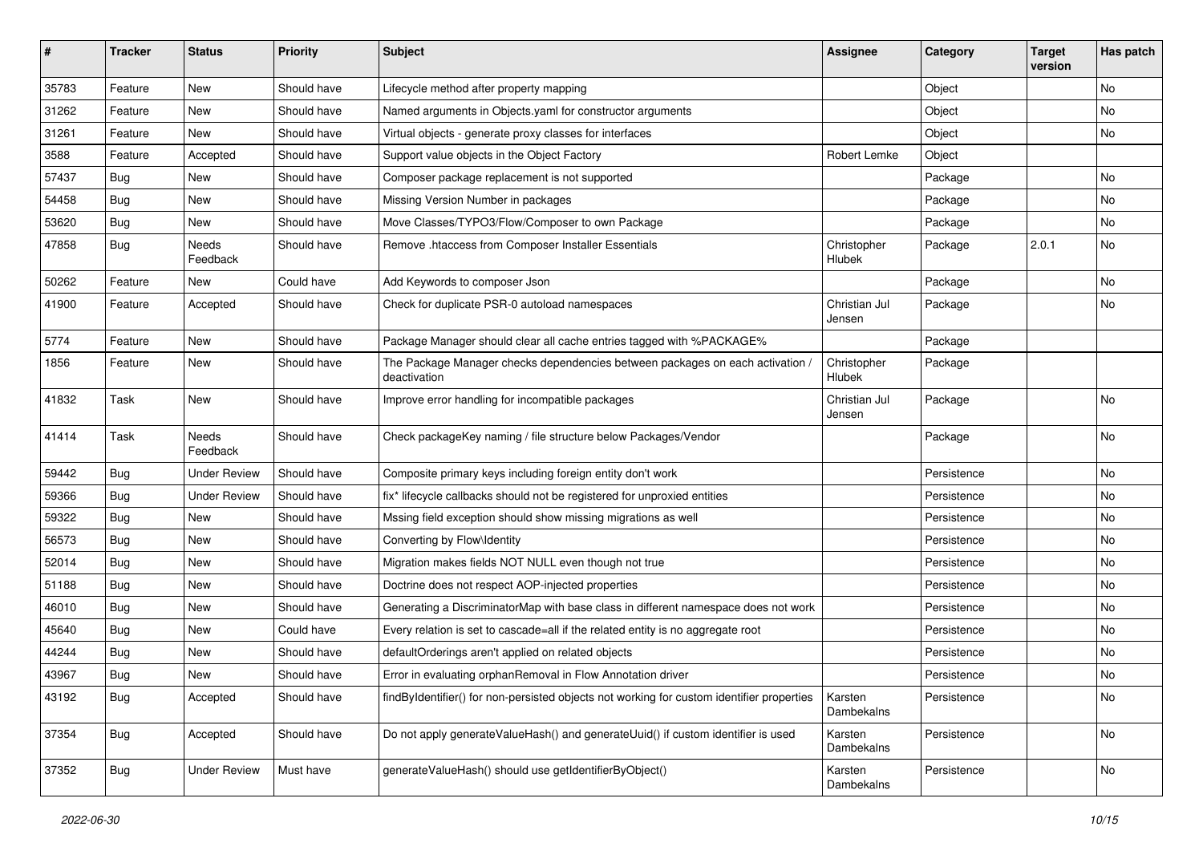| # | Tracker | Status | Priority | Subject | Assignee | Category | Target version | Has patch |
|---|---|---|---|---|---|---|---|---|
| 35783 | Feature | New | Should have | Lifecycle method after property mapping | | Object | | No |
| 31262 | Feature | New | Should have | Named arguments in Objects.yaml for constructor arguments | | Object | | No |
| 31261 | Feature | New | Should have | Virtual objects - generate proxy classes for interfaces | | Object | | No |
| 3588 | Feature | Accepted | Should have | Support value objects in the Object Factory | Robert Lemke | Object | | |
| 57437 | Bug | New | Should have | Composer package replacement is not supported | | Package | | No |
| 54458 | Bug | New | Should have | Missing Version Number in packages | | Package | | No |
| 53620 | Bug | New | Should have | Move Classes/TYPO3/Flow/Composer to own Package | | Package | | No |
| 47858 | Bug | Needs Feedback | Should have | Remove .htaccess from Composer Installer Essentials | Christopher Hlubek | Package | 2.0.1 | No |
| 50262 | Feature | New | Could have | Add Keywords to composer Json | | Package | | No |
| 41900 | Feature | Accepted | Should have | Check for duplicate PSR-0 autoload namespaces | Christian Jul Jensen | Package | | No |
| 5774 | Feature | New | Should have | Package Manager should clear all cache entries tagged with %PACKAGE% | | Package | | |
| 1856 | Feature | New | Should have | The Package Manager checks dependencies between packages on each activation / deactivation | Christopher Hlubek | Package | | |
| 41832 | Task | New | Should have | Improve error handling for incompatible packages | Christian Jul Jensen | Package | | No |
| 41414 | Task | Needs Feedback | Should have | Check packageKey naming / file structure below Packages/Vendor | | Package | | No |
| 59442 | Bug | Under Review | Should have | Composite primary keys including foreign entity don't work | | Persistence | | No |
| 59366 | Bug | Under Review | Should have | fix* lifecycle callbacks should not be registered for unproxied entities | | Persistence | | No |
| 59322 | Bug | New | Should have | Mssing field exception should show missing migrations as well | | Persistence | | No |
| 56573 | Bug | New | Should have | Converting by Flow\Identity | | Persistence | | No |
| 52014 | Bug | New | Should have | Migration makes fields NOT NULL even though not true | | Persistence | | No |
| 51188 | Bug | New | Should have | Doctrine does not respect AOP-injected properties | | Persistence | | No |
| 46010 | Bug | New | Should have | Generating a DiscriminatorMap with base class in different namespace does not work | | Persistence | | No |
| 45640 | Bug | New | Could have | Every relation is set to cascade=all if the related entity is no aggregate root | | Persistence | | No |
| 44244 | Bug | New | Should have | defaultOrderings aren't applied on related objects | | Persistence | | No |
| 43967 | Bug | New | Should have | Error in evaluating orphanRemoval in Flow Annotation driver | | Persistence | | No |
| 43192 | Bug | Accepted | Should have | findByIdentifier() for non-persisted objects not working for custom identifier properties | Karsten Dambekalns | Persistence | | No |
| 37354 | Bug | Accepted | Should have | Do not apply generateValueHash() and generateUuid() if custom identifier is used | Karsten Dambekalns | Persistence | | No |
| 37352 | Bug | Under Review | Must have | generateValueHash() should use getIdentifierByObject() | Karsten Dambekalns | Persistence | | No |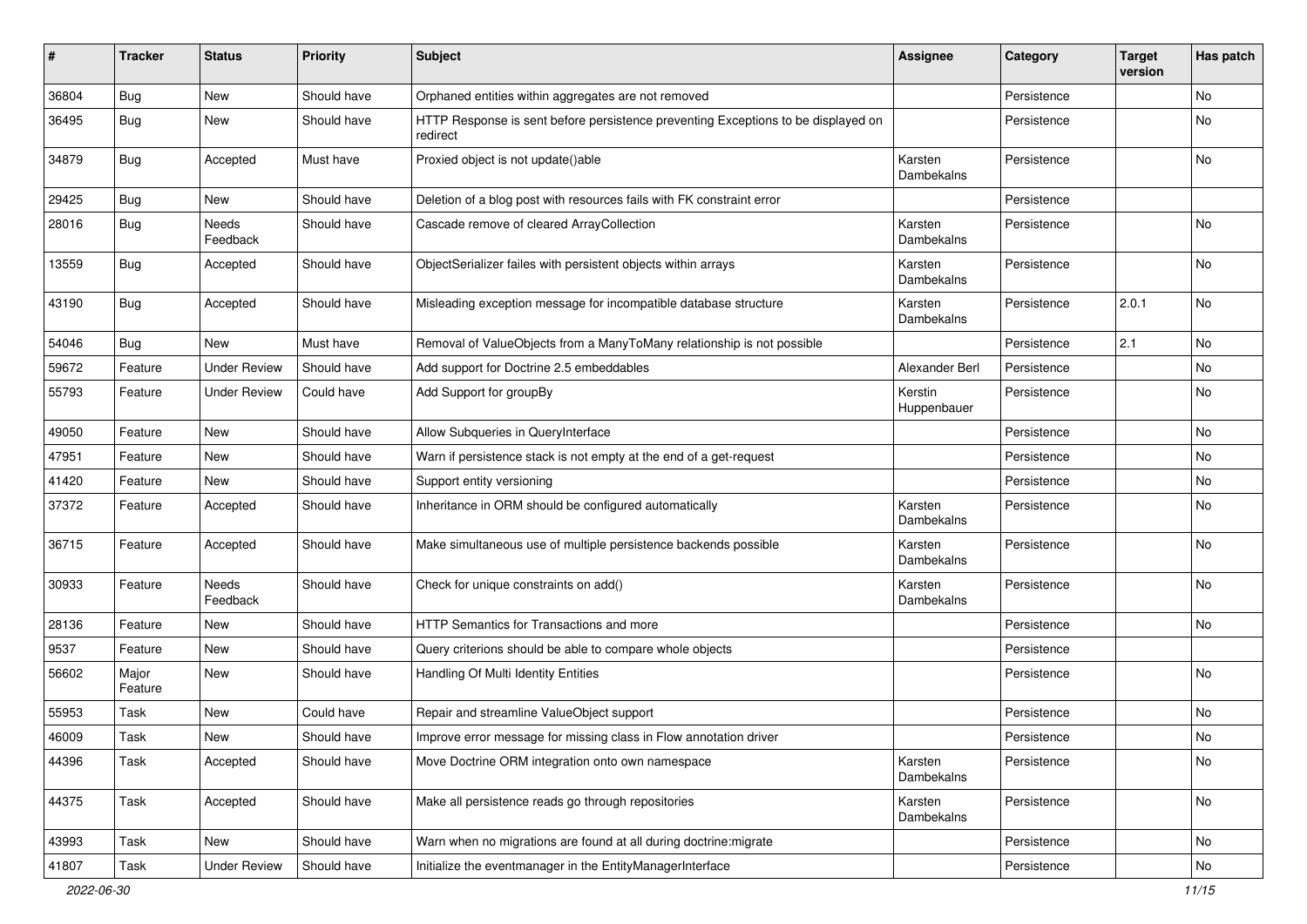| # | Tracker | Status | Priority | Subject | Assignee | Category | Target version | Has patch |
|---|---|---|---|---|---|---|---|---|
| 36804 | Bug | New | Should have | Orphaned entities within aggregates are not removed | | Persistence | | No |
| 36495 | Bug | New | Should have | HTTP Response is sent before persistence preventing Exceptions to be displayed on redirect | | Persistence | | No |
| 34879 | Bug | Accepted | Must have | Proxied object is not update()able | Karsten Dambekalns | Persistence | | No |
| 29425 | Bug | New | Should have | Deletion of a blog post with resources fails with FK constraint error | | Persistence | | |
| 28016 | Bug | Needs Feedback | Should have | Cascade remove of cleared ArrayCollection | Karsten Dambekalns | Persistence | | No |
| 13559 | Bug | Accepted | Should have | ObjectSerializer failes with persistent objects within arrays | Karsten Dambekalns | Persistence | | No |
| 43190 | Bug | Accepted | Should have | Misleading exception message for incompatible database structure | Karsten Dambekalns | Persistence | 2.0.1 | No |
| 54046 | Bug | New | Must have | Removal of ValueObjects from a ManyToMany relationship is not possible | | Persistence | 2.1 | No |
| 59672 | Feature | Under Review | Should have | Add support for Doctrine 2.5 embeddables | Alexander Berl | Persistence | | No |
| 55793 | Feature | Under Review | Could have | Add Support for groupBy | Kerstin Huppenbauer | Persistence | | No |
| 49050 | Feature | New | Should have | Allow Subqueries in QueryInterface | | Persistence | | No |
| 47951 | Feature | New | Should have | Warn if persistence stack is not empty at the end of a get-request | | Persistence | | No |
| 41420 | Feature | New | Should have | Support entity versioning | | Persistence | | No |
| 37372 | Feature | Accepted | Should have | Inheritance in ORM should be configured automatically | Karsten Dambekalns | Persistence | | No |
| 36715 | Feature | Accepted | Should have | Make simultaneous use of multiple persistence backends possible | Karsten Dambekalns | Persistence | | No |
| 30933 | Feature | Needs Feedback | Should have | Check for unique constraints on add() | Karsten Dambekalns | Persistence | | No |
| 28136 | Feature | New | Should have | HTTP Semantics for Transactions and more | | Persistence | | No |
| 9537 | Feature | New | Should have | Query criterions should be able to compare whole objects | | Persistence | | |
| 56602 | Major Feature | New | Should have | Handling Of Multi Identity Entities | | Persistence | | No |
| 55953 | Task | New | Could have | Repair and streamline ValueObject support | | Persistence | | No |
| 46009 | Task | New | Should have | Improve error message for missing class in Flow annotation driver | | Persistence | | No |
| 44396 | Task | Accepted | Should have | Move Doctrine ORM integration onto own namespace | Karsten Dambekalns | Persistence | | No |
| 44375 | Task | Accepted | Should have | Make all persistence reads go through repositories | Karsten Dambekalns | Persistence | | No |
| 43993 | Task | New | Should have | Warn when no migrations are found at all during doctrine:migrate | | Persistence | | No |
| 41807 | Task | Under Review | Should have | Initialize the eventmanager in the EntityManagerInterface | | Persistence | | No |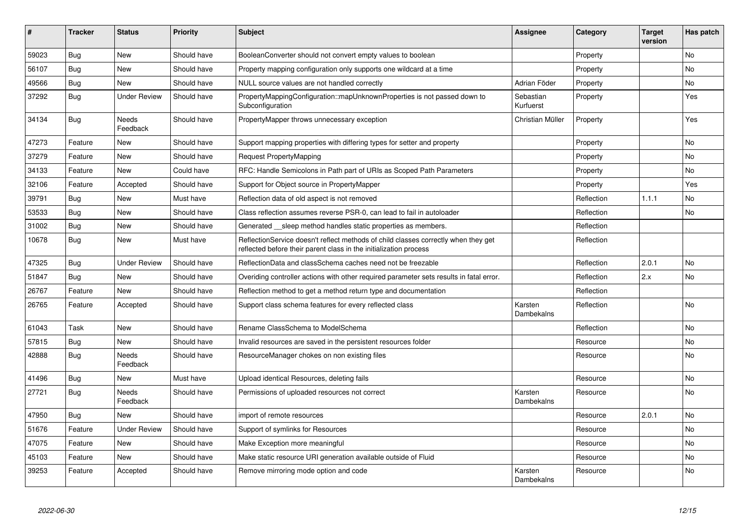| # | Tracker | Status | Priority | Subject | Assignee | Category | Target version | Has patch |
|---|---|---|---|---|---|---|---|---|
| 59023 | Bug | New | Should have | BooleanConverter should not convert empty values to boolean | | Property | | No |
| 56107 | Bug | New | Should have | Property mapping configuration only supports one wildcard at a time | | Property | | No |
| 49566 | Bug | New | Should have | NULL source values are not handled correctly | Adrian Föder | Property | | No |
| 37292 | Bug | Under Review | Should have | PropertyMappingConfiguration::mapUnknownProperties is not passed down to Subconfiguration | Sebastian Kurfuerst | Property | | Yes |
| 34134 | Bug | Needs Feedback | Should have | PropertyMapper throws unnecessary exception | Christian Müller | Property | | Yes |
| 47273 | Feature | New | Should have | Support mapping properties with differing types for setter and property | | Property | | No |
| 37279 | Feature | New | Should have | Request PropertyMapping | | Property | | No |
| 34133 | Feature | New | Could have | RFC: Handle Semicolons in Path part of URIs as Scoped Path Parameters | | Property | | No |
| 32106 | Feature | Accepted | Should have | Support for Object source in PropertyMapper | | Property | | Yes |
| 39791 | Bug | New | Must have | Reflection data of old aspect is not removed | | Reflection | 1.1.1 | No |
| 53533 | Bug | New | Should have | Class reflection assumes reverse PSR-0, can lead to fail in autoloader | | Reflection | | No |
| 31002 | Bug | New | Should have | Generated __sleep method handles static properties as members. | | Reflection | | |
| 10678 | Bug | New | Must have | ReflectionService doesn't reflect methods of child classes correctly when they get reflected before their parent class in the initialization process | | Reflection | | |
| 47325 | Bug | Under Review | Should have | ReflectionData and classSchema caches need not be freezable | | Reflection | 2.0.1 | No |
| 51847 | Bug | New | Should have | Overiding controller actions with other required parameter sets results in fatal error. | | Reflection | 2.x | No |
| 26767 | Feature | New | Should have | Reflection method to get a method return type and documentation | | Reflection | | |
| 26765 | Feature | Accepted | Should have | Support class schema features for every reflected class | Karsten Dambekalns | Reflection | | No |
| 61043 | Task | New | Should have | Rename ClassSchema to ModelSchema | | Reflection | | No |
| 57815 | Bug | New | Should have | Invalid resources are saved in the persistent resources folder | | Resource | | No |
| 42888 | Bug | Needs Feedback | Should have | ResourceManager chokes on non existing files | | Resource | | No |
| 41496 | Bug | New | Must have | Upload identical Resources, deleting fails | | Resource | | No |
| 27721 | Bug | Needs Feedback | Should have | Permissions of uploaded resources not correct | Karsten Dambekalns | Resource | | No |
| 47950 | Bug | New | Should have | import of remote resources | | Resource | 2.0.1 | No |
| 51676 | Feature | Under Review | Should have | Support of symlinks for Resources | | Resource | | No |
| 47075 | Feature | New | Should have | Make Exception more meaningful | | Resource | | No |
| 45103 | Feature | New | Should have | Make static resource URI generation available outside of Fluid | | Resource | | No |
| 39253 | Feature | Accepted | Should have | Remove mirroring mode option and code | Karsten Dambekalns | Resource | | No |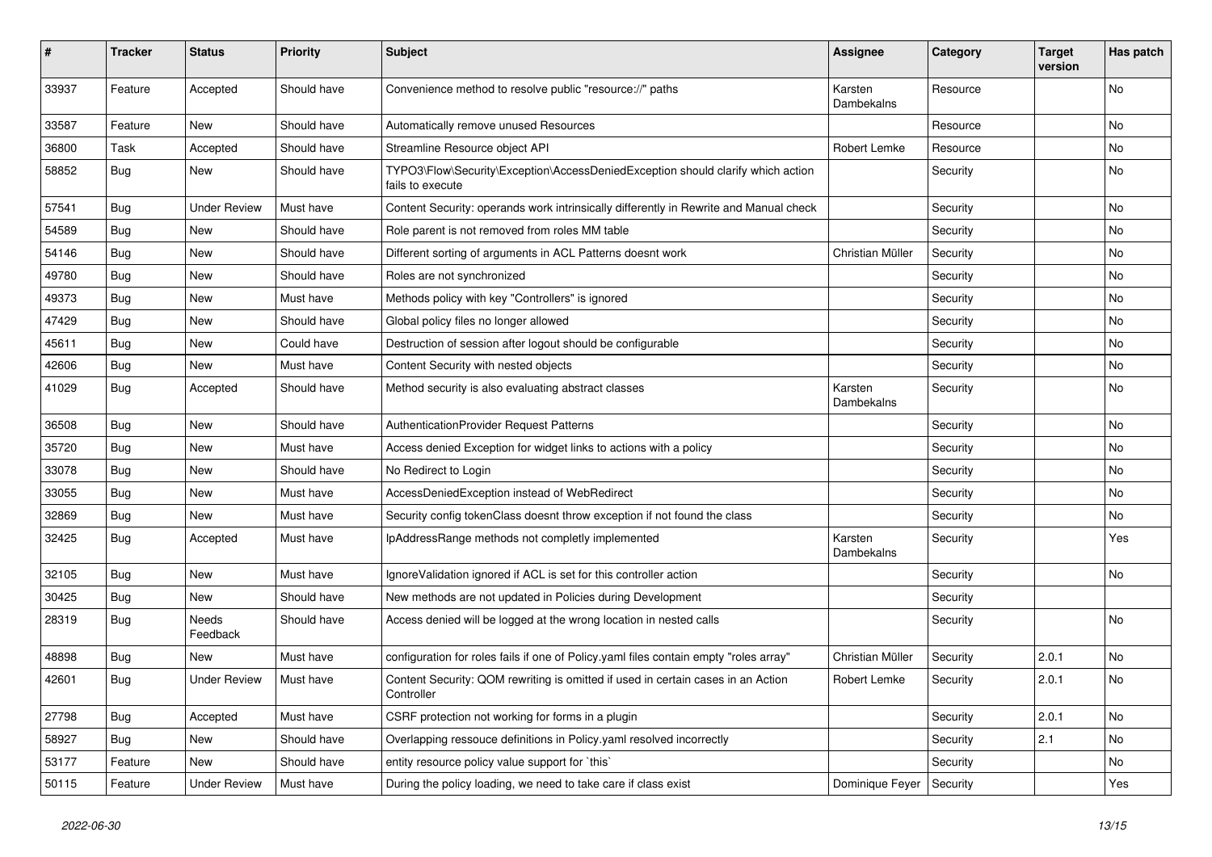| # | Tracker | Status | Priority | Subject | Assignee | Category | Target version | Has patch |
|---|---|---|---|---|---|---|---|---|
| 33937 | Feature | Accepted | Should have | Convenience method to resolve public "resource://" paths | Karsten Dambekalns | Resource | | No |
| 33587 | Feature | New | Should have | Automatically remove unused Resources | | Resource | | No |
| 36800 | Task | Accepted | Should have | Streamline Resource object API | Robert Lemke | Resource | | No |
| 58852 | Bug | New | Should have | TYPO3\Flow\Security\Exception\AccessDeniedException should clarify which action fails to execute | | Security | | No |
| 57541 | Bug | Under Review | Must have | Content Security: operands work intrinsically differently in Rewrite and Manual check | | Security | | No |
| 54589 | Bug | New | Should have | Role parent is not removed from roles MM table | | Security | | No |
| 54146 | Bug | New | Should have | Different sorting of arguments in ACL Patterns doesnt work | Christian Müller | Security | | No |
| 49780 | Bug | New | Should have | Roles are not synchronized | | Security | | No |
| 49373 | Bug | New | Must have | Methods policy with key "Controllers" is ignored | | Security | | No |
| 47429 | Bug | New | Should have | Global policy files no longer allowed | | Security | | No |
| 45611 | Bug | New | Could have | Destruction of session after logout should be configurable | | Security | | No |
| 42606 | Bug | New | Must have | Content Security with nested objects | | Security | | No |
| 41029 | Bug | Accepted | Should have | Method security is also evaluating abstract classes | Karsten Dambekalns | Security | | No |
| 36508 | Bug | New | Should have | AuthenticationProvider Request Patterns | | Security | | No |
| 35720 | Bug | New | Must have | Access denied Exception for widget links to actions with a policy | | Security | | No |
| 33078 | Bug | New | Should have | No Redirect to Login | | Security | | No |
| 33055 | Bug | New | Must have | AccessDeniedException instead of WebRedirect | | Security | | No |
| 32869 | Bug | New | Must have | Security config tokenClass doesnt throw exception if not found the class | | Security | | No |
| 32425 | Bug | Accepted | Must have | IpAddressRange methods not completly implemented | Karsten Dambekalns | Security | | Yes |
| 32105 | Bug | New | Must have | IgnoreValidation ignored if ACL is set for this controller action | | Security | | No |
| 30425 | Bug | New | Should have | New methods are not updated in Policies during Development | | Security | | |
| 28319 | Bug | Needs Feedback | Should have | Access denied will be logged at the wrong location in nested calls | | Security | | No |
| 48898 | Bug | New | Must have | configuration for roles fails if one of Policy.yaml files contain empty "roles array" | Christian Müller | Security | 2.0.1 | No |
| 42601 | Bug | Under Review | Must have | Content Security: QOM rewriting is omitted if used in certain cases in an Action Controller | Robert Lemke | Security | 2.0.1 | No |
| 27798 | Bug | Accepted | Must have | CSRF protection not working for forms in a plugin | | Security | 2.0.1 | No |
| 58927 | Bug | New | Should have | Overlapping ressouce definitions in Policy.yaml resolved incorrectly | | Security | 2.1 | No |
| 53177 | Feature | New | Should have | entity resource policy value support for `this` | | Security | | No |
| 50115 | Feature | Under Review | Must have | During the policy loading, we need to take care if class exist | Dominique Feyer | Security | | Yes |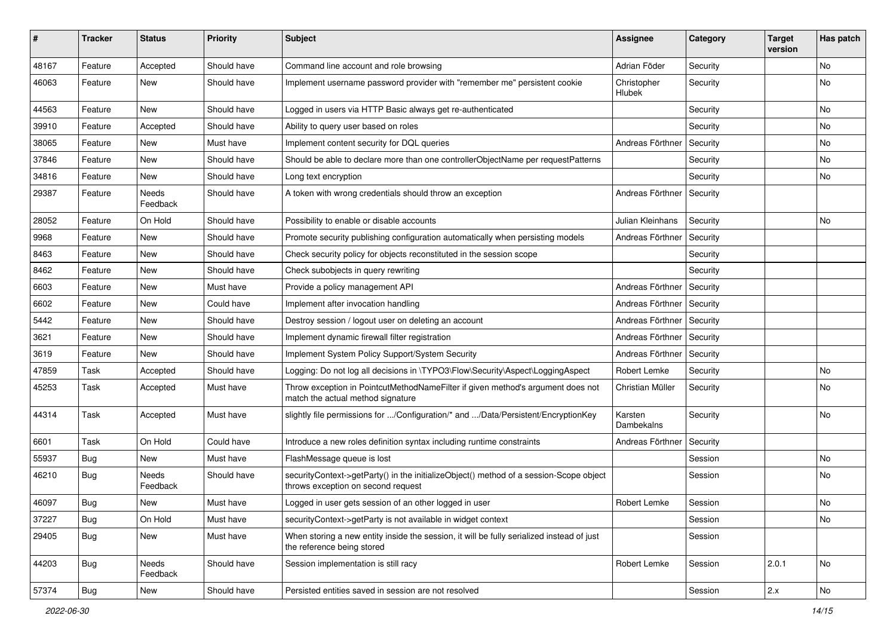| # | Tracker | Status | Priority | Subject | Assignee | Category | Target version | Has patch |
|---|---|---|---|---|---|---|---|---|
| 48167 | Feature | Accepted | Should have | Command line account and role browsing | Adrian Föder | Security | | No |
| 46063 | Feature | New | Should have | Implement username password provider with "remember me" persistent cookie | Christopher Hlubek | Security | | No |
| 44563 | Feature | New | Should have | Logged in users via HTTP Basic always get re-authenticated | | Security | | No |
| 39910 | Feature | Accepted | Should have | Ability to query user based on roles | | Security | | No |
| 38065 | Feature | New | Must have | Implement content security for DQL queries | Andreas Förthner | Security | | No |
| 37846 | Feature | New | Should have | Should be able to declare more than one controllerObjectName per requestPatterns | | Security | | No |
| 34816 | Feature | New | Should have | Long text encryption | | Security | | No |
| 29387 | Feature | Needs Feedback | Should have | A token with wrong credentials should throw an exception | Andreas Förthner | Security | | |
| 28052 | Feature | On Hold | Should have | Possibility to enable or disable accounts | Julian Kleinhans | Security | | No |
| 9968 | Feature | New | Should have | Promote security publishing configuration automatically when persisting models | Andreas Förthner | Security | | |
| 8463 | Feature | New | Should have | Check security policy for objects reconstituted in the session scope | | Security | | |
| 8462 | Feature | New | Should have | Check subobjects in query rewriting | | Security | | |
| 6603 | Feature | New | Must have | Provide a policy management API | Andreas Förthner | Security | | |
| 6602 | Feature | New | Could have | Implement after invocation handling | Andreas Förthner | Security | | |
| 5442 | Feature | New | Should have | Destroy session / logout user on deleting an account | Andreas Förthner | Security | | |
| 3621 | Feature | New | Should have | Implement dynamic firewall filter registration | Andreas Förthner | Security | | |
| 3619 | Feature | New | Should have | Implement System Policy Support/System Security | Andreas Förthner | Security | | |
| 47859 | Task | Accepted | Should have | Logging: Do not log all decisions in \TYPO3\Flow\Security\Aspect\LoggingAspect | Robert Lemke | Security | | No |
| 45253 | Task | Accepted | Must have | Throw exception in PointcutMethodNameFilter if given method's argument does not match the actual method signature | Christian Müller | Security | | No |
| 44314 | Task | Accepted | Must have | slightly file permissions for .../Configuration/* and .../Data/Persistent/EncryptionKey | Karsten Dambekalns | Security | | No |
| 6601 | Task | On Hold | Could have | Introduce a new roles definition syntax including runtime constraints | Andreas Förthner | Security | | |
| 55937 | Bug | New | Must have | FlashMessage queue is lost | | Session | | No |
| 46210 | Bug | Needs Feedback | Should have | securityContext->getParty() in the initializeObject() method of a session-Scope object throws exception on second request | | Session | | No |
| 46097 | Bug | New | Must have | Logged in user gets session of an other logged in user | Robert Lemke | Session | | No |
| 37227 | Bug | On Hold | Must have | securityContext->getParty is not available in widget context | | Session | | No |
| 29405 | Bug | New | Must have | When storing a new entity inside the session, it will be fully serialized instead of just the reference being stored | | Session | | |
| 44203 | Bug | Needs Feedback | Should have | Session implementation is still racy | Robert Lemke | Session | 2.0.1 | No |
| 57374 | Bug | New | Should have | Persisted entities saved in session are not resolved | | Session | 2.x | No |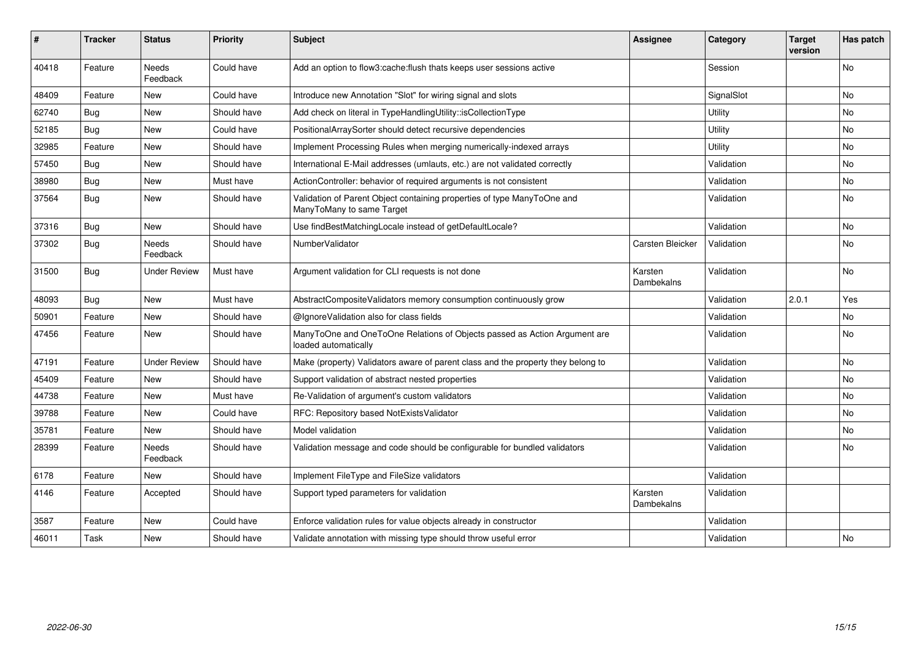| # | Tracker | Status | Priority | Subject | Assignee | Category | Target version | Has patch |
|---|---|---|---|---|---|---|---|---|
| 40418 | Feature | Needs Feedback | Could have | Add an option to flow3:cache:flush thats keeps user sessions active | | Session | | No |
| 48409 | Feature | New | Could have | Introduce new Annotation "Slot" for wiring signal and slots | | SignalSlot | | No |
| 62740 | Bug | New | Should have | Add check on literal in TypeHandlingUtility::isCollectionType | | Utility | | No |
| 52185 | Bug | New | Could have | PositionalArraySorter should detect recursive dependencies | | Utility | | No |
| 32985 | Feature | New | Should have | Implement Processing Rules when merging numerically-indexed arrays | | Utility | | No |
| 57450 | Bug | New | Should have | International E-Mail addresses (umlauts, etc.) are not validated correctly | | Validation | | No |
| 38980 | Bug | New | Must have | ActionController: behavior of required arguments is not consistent | | Validation | | No |
| 37564 | Bug | New | Should have | Validation of Parent Object containing properties of type ManyToOne and ManyToMany to same Target | | Validation | | No |
| 37316 | Bug | New | Should have | Use findBestMatchingLocale instead of getDefaultLocale? | | Validation | | No |
| 37302 | Bug | Needs Feedback | Should have | NumberValidator | Carsten Bleicker | Validation | | No |
| 31500 | Bug | Under Review | Must have | Argument validation for CLI requests is not done | Karsten Dambekalns | Validation | | No |
| 48093 | Bug | New | Must have | AbstractCompositeValidators memory consumption continuously grow | | Validation | 2.0.1 | Yes |
| 50901 | Feature | New | Should have | @IgnoreValidation also for class fields | | Validation | | No |
| 47456 | Feature | New | Should have | ManyToOne and OneToOne Relations of Objects passed as Action Argument are loaded automatically | | Validation | | No |
| 47191 | Feature | Under Review | Should have | Make (property) Validators aware of parent class and the property they belong to | | Validation | | No |
| 45409 | Feature | New | Should have | Support validation of abstract nested properties | | Validation | | No |
| 44738 | Feature | New | Must have | Re-Validation of argument's custom validators | | Validation | | No |
| 39788 | Feature | New | Could have | RFC: Repository based NotExistsValidator | | Validation | | No |
| 35781 | Feature | New | Should have | Model validation | | Validation | | No |
| 28399 | Feature | Needs Feedback | Should have | Validation message and code should be configurable for bundled validators | | Validation | | No |
| 6178 | Feature | New | Should have | Implement FileType and FileSize validators | | Validation | | |
| 4146 | Feature | Accepted | Should have | Support typed parameters for validation | Karsten Dambekalns | Validation | | |
| 3587 | Feature | New | Could have | Enforce validation rules for value objects already in constructor | | Validation | | |
| 46011 | Task | New | Should have | Validate annotation with missing type should throw useful error | | Validation | | No |

*2022-06-30*